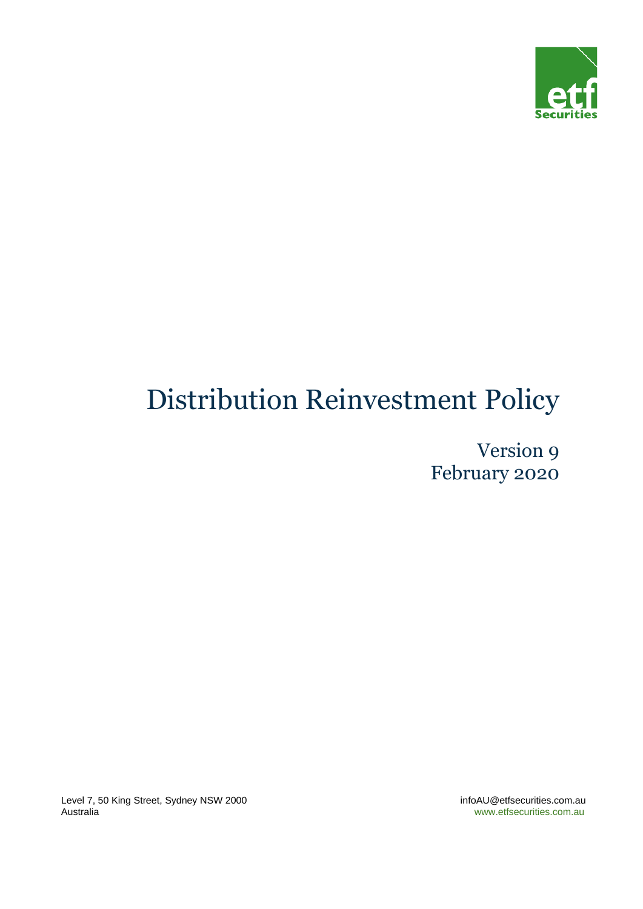# Distribution Reinvestment Policy

Version 9
February 2020

Level 7, 50 King Street, Sydney NSW 2000
Australia

infoAU@etfsecurities.com.au
www.etfsecurities.com.au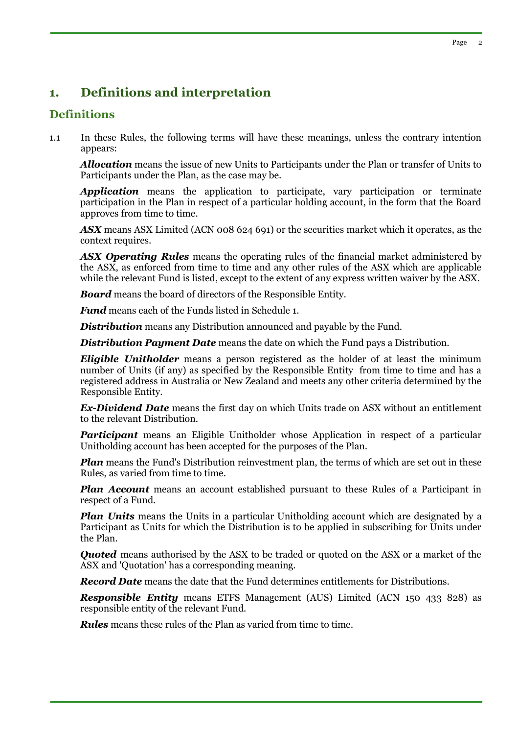# 1. Definitions and interpretation

## Definitions

1.1 In these Rules, the following terms will have these meanings, unless the contrary intention appears:

***Allocation*** means the issue of new Units to Participants under the Plan or transfer of Units to Participants under the Plan, as the case may be.

***Application*** means the application to participate, vary participation or terminate participation in the Plan in respect of a particular holding account, in the form that the Board approves from time to time.

***ASX*** means ASX Limited (ACN 008 624 691) or the securities market which it operates, as the context requires.

***ASX Operating Rules*** means the operating rules of the financial market administered by the ASX, as enforced from time to time and any other rules of the ASX which are applicable while the relevant Fund is listed, except to the extent of any express written waiver by the ASX.

***Board*** means the board of directors of the Responsible Entity.

***Fund*** means each of the Funds listed in Schedule 1.

***Distribution*** means any Distribution announced and payable by the Fund.

***Distribution Payment Date*** means the date on which the Fund pays a Distribution.

***Eligible Unitholder*** means a person registered as the holder of at least the minimum number of Units (if any) as specified by the Responsible Entity from time to time and has a registered address in Australia or New Zealand and meets any other criteria determined by the Responsible Entity.

***Ex-Dividend Date*** means the first day on which Units trade on ASX without an entitlement to the relevant Distribution.

***Participant*** means an Eligible Unitholder whose Application in respect of a particular Unitholding account has been accepted for the purposes of the Plan.

***Plan*** means the Fund's Distribution reinvestment plan, the terms of which are set out in these Rules, as varied from time to time.

***Plan Account*** means an account established pursuant to these Rules of a Participant in respect of a Fund.

***Plan Units*** means the Units in a particular Unitholding account which are designated by a Participant as Units for which the Distribution is to be applied in subscribing for Units under the Plan.

***Quoted*** means authorised by the ASX to be traded or quoted on the ASX or a market of the ASX and 'Quotation' has a corresponding meaning.

***Record Date*** means the date that the Fund determines entitlements for Distributions.

***Responsible Entity*** means ETFS Management (AUS) Limited (ACN 150 433 828) as responsible entity of the relevant Fund.

***Rules*** means these rules of the Plan as varied from time to time.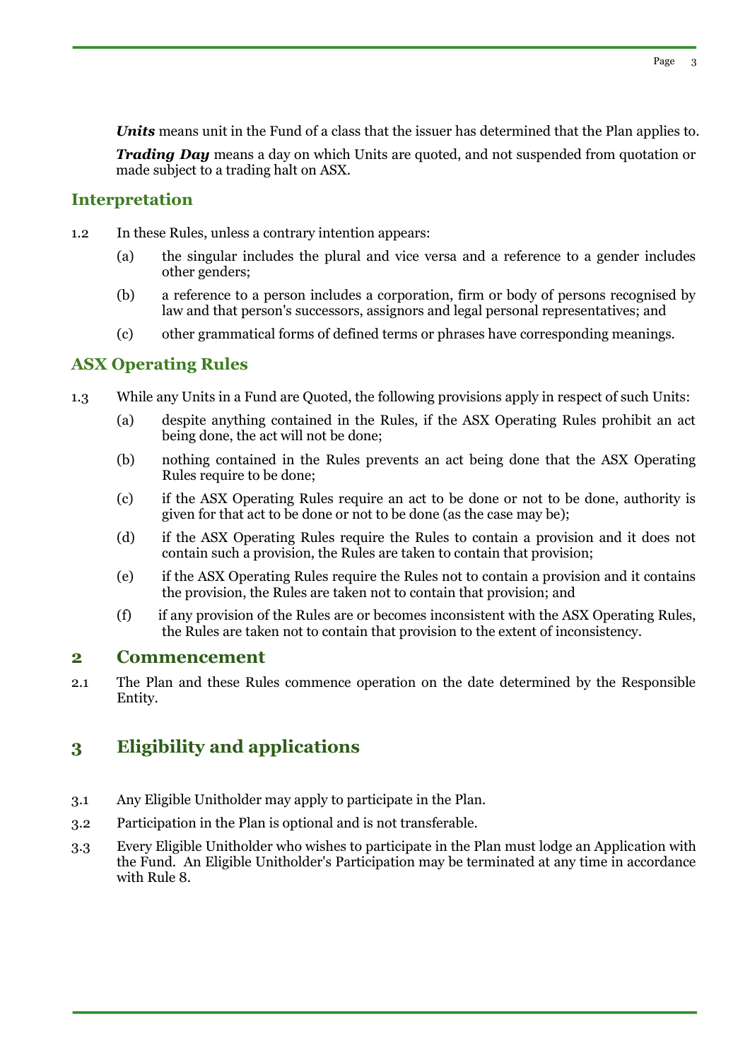***Units*** means unit in the Fund of a class that the issuer has determined that the Plan applies to.

***Trading Day*** means a day on which Units are quoted, and not suspended from quotation or made subject to a trading halt on ASX.

## Interpretation

1.2 In these Rules, unless a contrary intention appears:

(a) the singular includes the plural and vice versa and a reference to a gender includes other genders;

(b) a reference to a person includes a corporation, firm or body of persons recognised by law and that person's successors, assignors and legal personal representatives; and

(c) other grammatical forms of defined terms or phrases have corresponding meanings.

## ASX Operating Rules

1.3 While any Units in a Fund are Quoted, the following provisions apply in respect of such Units:

(a) despite anything contained in the Rules, if the ASX Operating Rules prohibit an act being done, the act will not be done;

(b) nothing contained in the Rules prevents an act being done that the ASX Operating Rules require to be done;

(c) if the ASX Operating Rules require an act to be done or not to be done, authority is given for that act to be done or not to be done (as the case may be);

(d) if the ASX Operating Rules require the Rules to contain a provision and it does not contain such a provision, the Rules are taken to contain that provision;

(e) if the ASX Operating Rules require the Rules not to contain a provision and it contains the provision, the Rules are taken not to contain that provision; and

(f) if any provision of the Rules are or becomes inconsistent with the ASX Operating Rules, the Rules are taken not to contain that provision to the extent of inconsistency.

# 2 Commencement

2.1 The Plan and these Rules commence operation on the date determined by the Responsible Entity.

# 3 Eligibility and applications

3.1 Any Eligible Unitholder may apply to participate in the Plan.

3.2 Participation in the Plan is optional and is not transferable.

3.3 Every Eligible Unitholder who wishes to participate in the Plan must lodge an Application with the Fund. An Eligible Unitholder's Participation may be terminated at any time in accordance with Rule 8.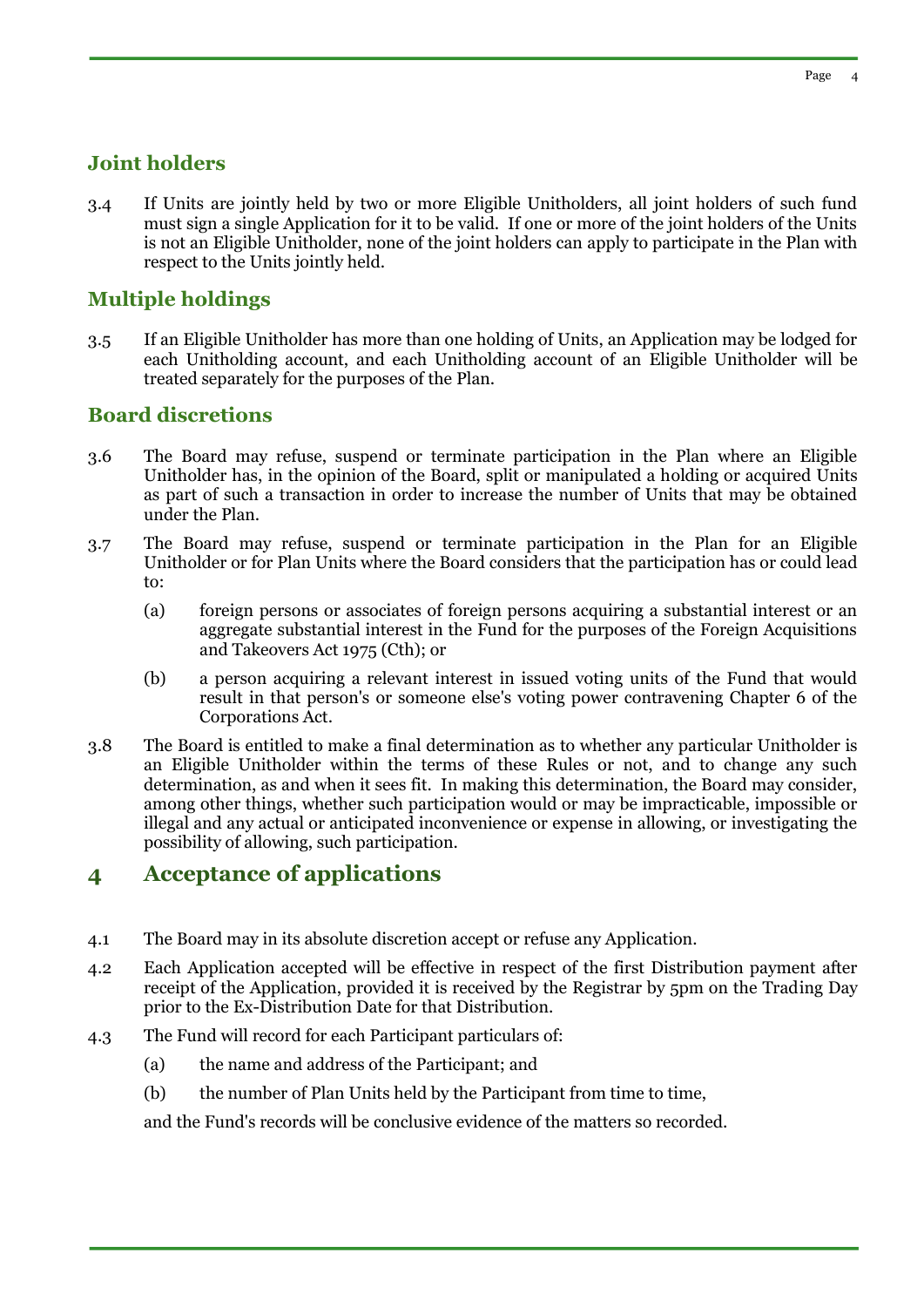## Joint holders

3.4 If Units are jointly held by two or more Eligible Unitholders, all joint holders of such fund must sign a single Application for it to be valid. If one or more of the joint holders of the Units is not an Eligible Unitholder, none of the joint holders can apply to participate in the Plan with respect to the Units jointly held.

## Multiple holdings

3.5 If an Eligible Unitholder has more than one holding of Units, an Application may be lodged for each Unitholding account, and each Unitholding account of an Eligible Unitholder will be treated separately for the purposes of the Plan.

## Board discretions

3.6 The Board may refuse, suspend or terminate participation in the Plan where an Eligible Unitholder has, in the opinion of the Board, split or manipulated a holding or acquired Units as part of such a transaction in order to increase the number of Units that may be obtained under the Plan.

3.7 The Board may refuse, suspend or terminate participation in the Plan for an Eligible Unitholder or for Plan Units where the Board considers that the participation has or could lead to:

(a) foreign persons or associates of foreign persons acquiring a substantial interest or an aggregate substantial interest in the Fund for the purposes of the Foreign Acquisitions and Takeovers Act 1975 (Cth); or

(b) a person acquiring a relevant interest in issued voting units of the Fund that would result in that person's or someone else's voting power contravening Chapter 6 of the Corporations Act.

3.8 The Board is entitled to make a final determination as to whether any particular Unitholder is an Eligible Unitholder within the terms of these Rules or not, and to change any such determination, as and when it sees fit. In making this determination, the Board may consider, among other things, whether such participation would or may be impracticable, impossible or illegal and any actual or anticipated inconvenience or expense in allowing, or investigating the possibility of allowing, such participation.

# 4 Acceptance of applications

4.1 The Board may in its absolute discretion accept or refuse any Application.

4.2 Each Application accepted will be effective in respect of the first Distribution payment after receipt of the Application, provided it is received by the Registrar by 5pm on the Trading Day prior to the Ex-Distribution Date for that Distribution.

4.3 The Fund will record for each Participant particulars of:

(a) the name and address of the Participant; and

(b) the number of Plan Units held by the Participant from time to time,

and the Fund's records will be conclusive evidence of the matters so recorded.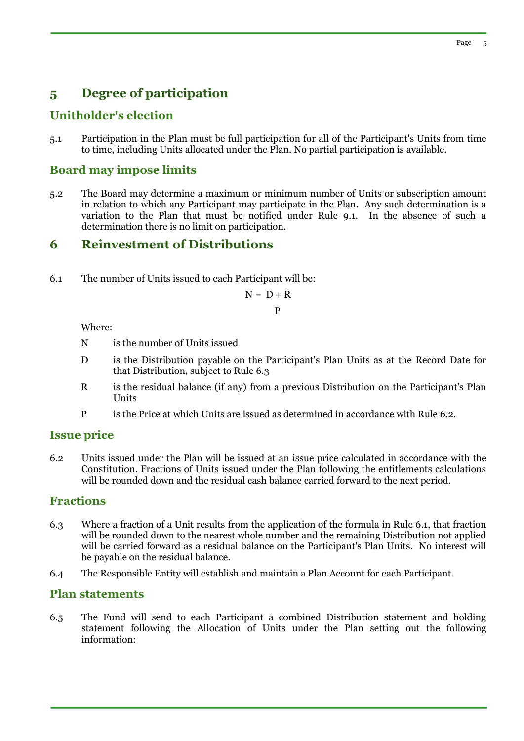## 5 Degree of participation

### Unitholder's election

5.1 Participation in the Plan must be full participation for all of the Participant's Units from time to time, including Units allocated under the Plan. No partial participation is available.

### Board may impose limits

5.2 The Board may determine a maximum or minimum number of Units or subscription amount in relation to which any Participant may participate in the Plan. Any such determination is a variation to the Plan that must be notified under Rule 9.1. In the absence of such a determination there is no limit on participation.

## 6 Reinvestment of Distributions

6.1 The number of Units issued to each Participant will be:

$$N = \frac{D + R}{P}$$

Where:

- N is the number of Units issued
- D is the Distribution payable on the Participant's Plan Units as at the Record Date for that Distribution, subject to Rule 6.3
- R is the residual balance (if any) from a previous Distribution on the Participant's Plan Units
- P is the Price at which Units are issued as determined in accordance with Rule 6.2.

### Issue price

6.2 Units issued under the Plan will be issued at an issue price calculated in accordance with the Constitution. Fractions of Units issued under the Plan following the entitlements calculations will be rounded down and the residual cash balance carried forward to the next period.

### Fractions

6.3 Where a fraction of a Unit results from the application of the formula in Rule 6.1, that fraction will be rounded down to the nearest whole number and the remaining Distribution not applied will be carried forward as a residual balance on the Participant's Plan Units. No interest will be payable on the residual balance.

6.4 The Responsible Entity will establish and maintain a Plan Account for each Participant.

### Plan statements

6.5 The Fund will send to each Participant a combined Distribution statement and holding statement following the Allocation of Units under the Plan setting out the following information: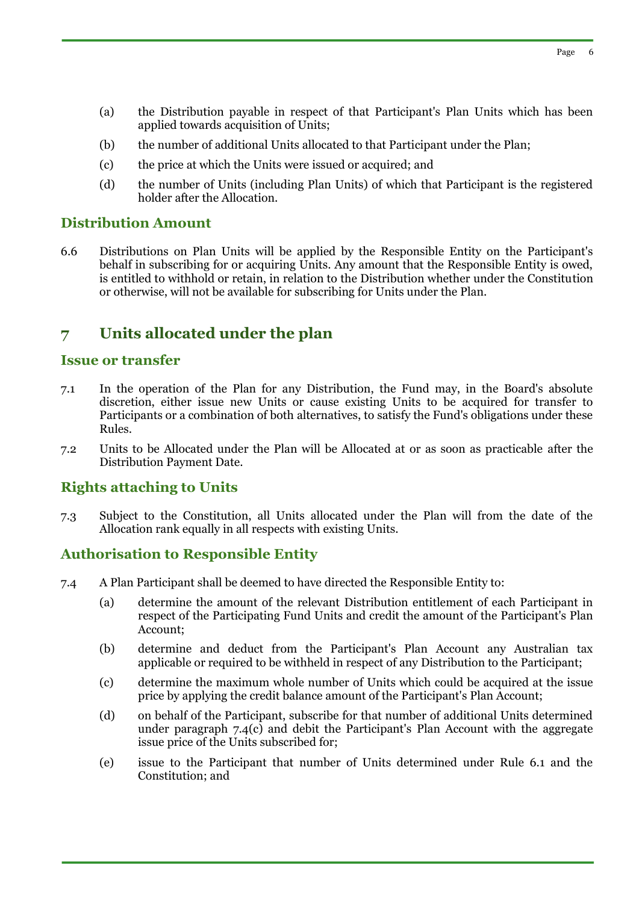(a) the Distribution payable in respect of that Participant's Plan Units which has been applied towards acquisition of Units;

(b) the number of additional Units allocated to that Participant under the Plan;

(c) the price at which the Units were issued or acquired; and

(d) the number of Units (including Plan Units) of which that Participant is the registered holder after the Allocation.

### Distribution Amount

6.6 Distributions on Plan Units will be applied by the Responsible Entity on the Participant's behalf in subscribing for or acquiring Units. Any amount that the Responsible Entity is owed, is entitled to withhold or retain, in relation to the Distribution whether under the Constitution or otherwise, will not be available for subscribing for Units under the Plan.

## 7 Units allocated under the plan

### Issue or transfer

7.1 In the operation of the Plan for any Distribution, the Fund may, in the Board's absolute discretion, either issue new Units or cause existing Units to be acquired for transfer to Participants or a combination of both alternatives, to satisfy the Fund's obligations under these Rules.

7.2 Units to be Allocated under the Plan will be Allocated at or as soon as practicable after the Distribution Payment Date.

### Rights attaching to Units

7.3 Subject to the Constitution, all Units allocated under the Plan will from the date of the Allocation rank equally in all respects with existing Units.

### Authorisation to Responsible Entity

7.4 A Plan Participant shall be deemed to have directed the Responsible Entity to:

(a) determine the amount of the relevant Distribution entitlement of each Participant in respect of the Participating Fund Units and credit the amount of the Participant's Plan Account;

(b) determine and deduct from the Participant's Plan Account any Australian tax applicable or required to be withheld in respect of any Distribution to the Participant;

(c) determine the maximum whole number of Units which could be acquired at the issue price by applying the credit balance amount of the Participant's Plan Account;

(d) on behalf of the Participant, subscribe for that number of additional Units determined under paragraph 7.4(c) and debit the Participant's Plan Account with the aggregate issue price of the Units subscribed for;

(e) issue to the Participant that number of Units determined under Rule 6.1 and the Constitution; and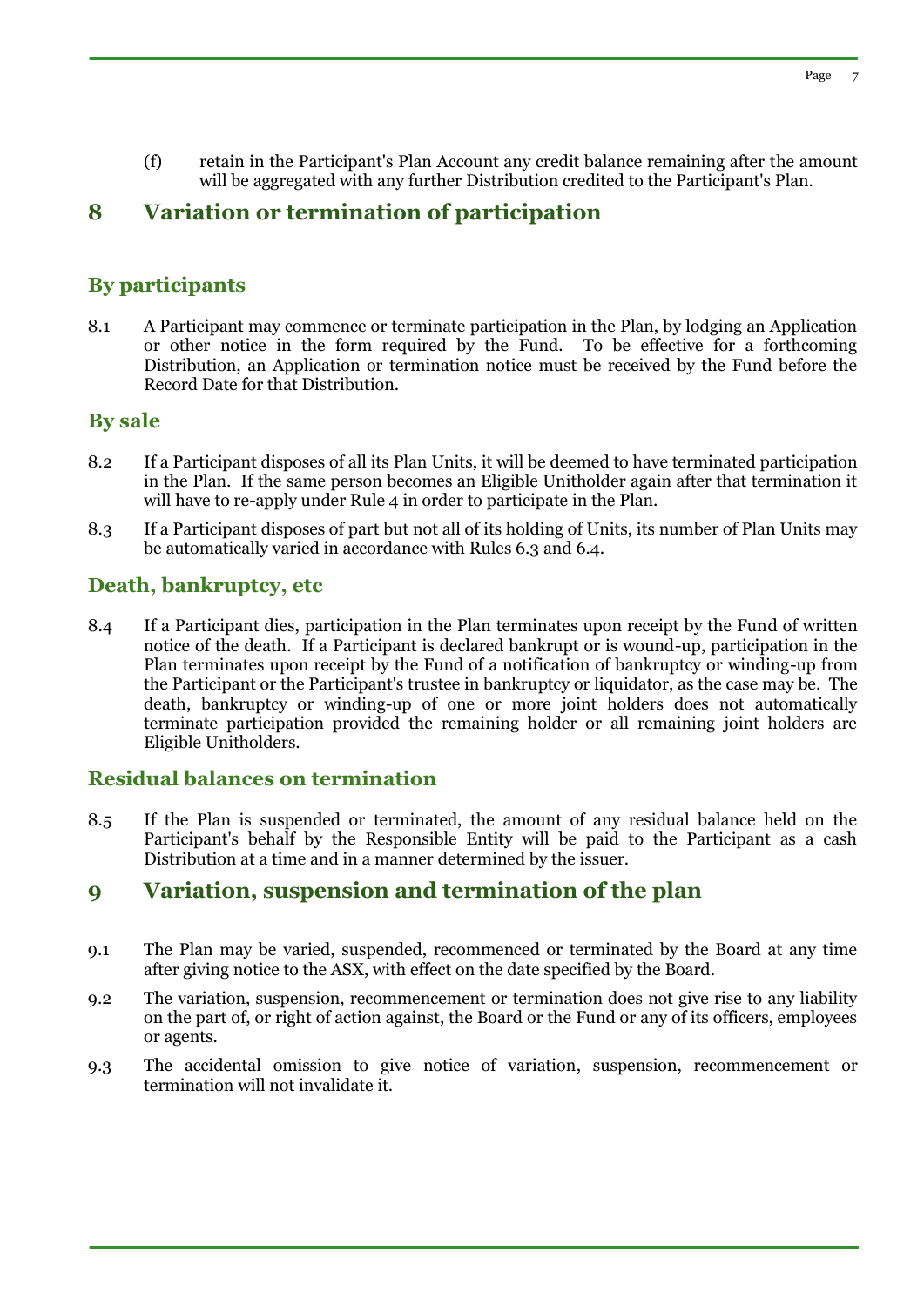(f) retain in the Participant's Plan Account any credit balance remaining after the amount will be aggregated with any further Distribution credited to the Participant's Plan.

# 8 Variation or termination of participation

## By participants

8.1 A Participant may commence or terminate participation in the Plan, by lodging an Application or other notice in the form required by the Fund. To be effective for a forthcoming Distribution, an Application or termination notice must be received by the Fund before the Record Date for that Distribution.

## By sale

8.2 If a Participant disposes of all its Plan Units, it will be deemed to have terminated participation in the Plan. If the same person becomes an Eligible Unitholder again after that termination it will have to re-apply under Rule 4 in order to participate in the Plan.

8.3 If a Participant disposes of part but not all of its holding of Units, its number of Plan Units may be automatically varied in accordance with Rules 6.3 and 6.4.

## Death, bankruptcy, etc

8.4 If a Participant dies, participation in the Plan terminates upon receipt by the Fund of written notice of the death. If a Participant is declared bankrupt or is wound-up, participation in the Plan terminates upon receipt by the Fund of a notification of bankruptcy or winding-up from the Participant or the Participant's trustee in bankruptcy or liquidator, as the case may be. The death, bankruptcy or winding-up of one or more joint holders does not automatically terminate participation provided the remaining holder or all remaining joint holders are Eligible Unitholders.

## Residual balances on termination

8.5 If the Plan is suspended or terminated, the amount of any residual balance held on the Participant's behalf by the Responsible Entity will be paid to the Participant as a cash Distribution at a time and in a manner determined by the issuer.

# 9 Variation, suspension and termination of the plan

9.1 The Plan may be varied, suspended, recommenced or terminated by the Board at any time after giving notice to the ASX, with effect on the date specified by the Board.

9.2 The variation, suspension, recommencement or termination does not give rise to any liability on the part of, or right of action against, the Board or the Fund or any of its officers, employees or agents.

9.3 The accidental omission to give notice of variation, suspension, recommencement or termination will not invalidate it.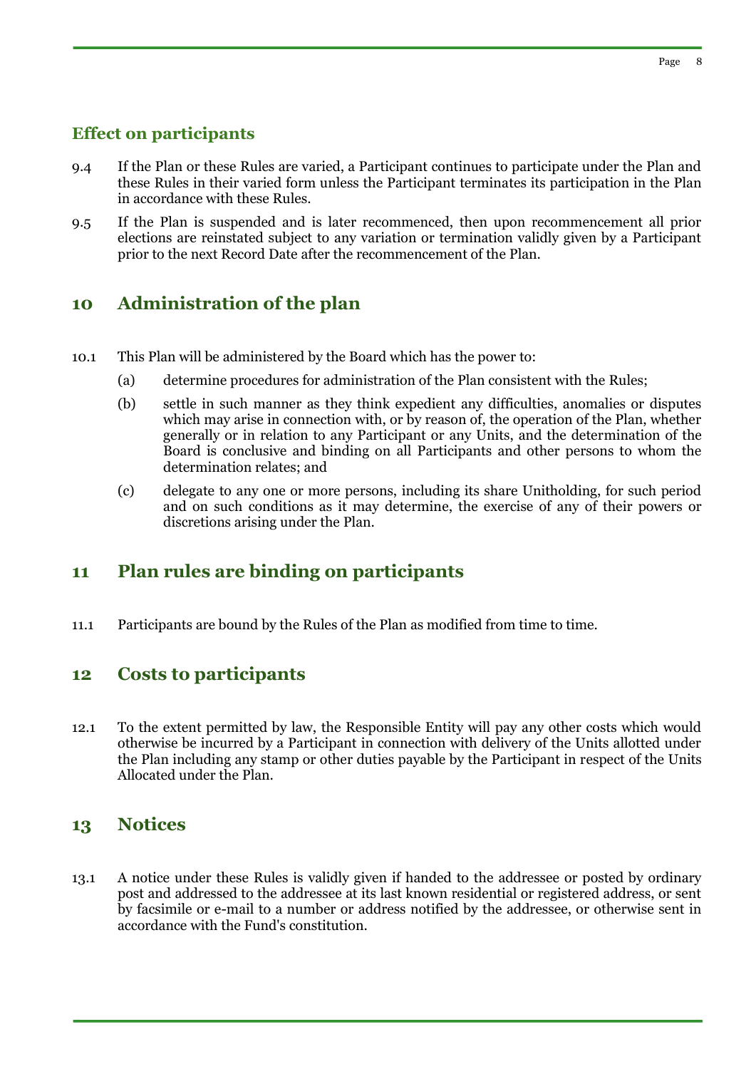### Effect on participants

9.4 If the Plan or these Rules are varied, a Participant continues to participate under the Plan and these Rules in their varied form unless the Participant terminates its participation in the Plan in accordance with these Rules.

9.5 If the Plan is suspended and is later recommenced, then upon recommencement all prior elections are reinstated subject to any variation or termination validly given by a Participant prior to the next Record Date after the recommencement of the Plan.

## 10 Administration of the plan

10.1 This Plan will be administered by the Board which has the power to:

(a) determine procedures for administration of the Plan consistent with the Rules;

(b) settle in such manner as they think expedient any difficulties, anomalies or disputes which may arise in connection with, or by reason of, the operation of the Plan, whether generally or in relation to any Participant or any Units, and the determination of the Board is conclusive and binding on all Participants and other persons to whom the determination relates; and

(c) delegate to any one or more persons, including its share Unitholding, for such period and on such conditions as it may determine, the exercise of any of their powers or discretions arising under the Plan.

## 11 Plan rules are binding on participants

11.1 Participants are bound by the Rules of the Plan as modified from time to time.

## 12 Costs to participants

12.1 To the extent permitted by law, the Responsible Entity will pay any other costs which would otherwise be incurred by a Participant in connection with delivery of the Units allotted under the Plan including any stamp or other duties payable by the Participant in respect of the Units Allocated under the Plan.

## 13 Notices

13.1 A notice under these Rules is validly given if handed to the addressee or posted by ordinary post and addressed to the addressee at its last known residential or registered address, or sent by facsimile or e-mail to a number or address notified by the addressee, or otherwise sent in accordance with the Fund's constitution.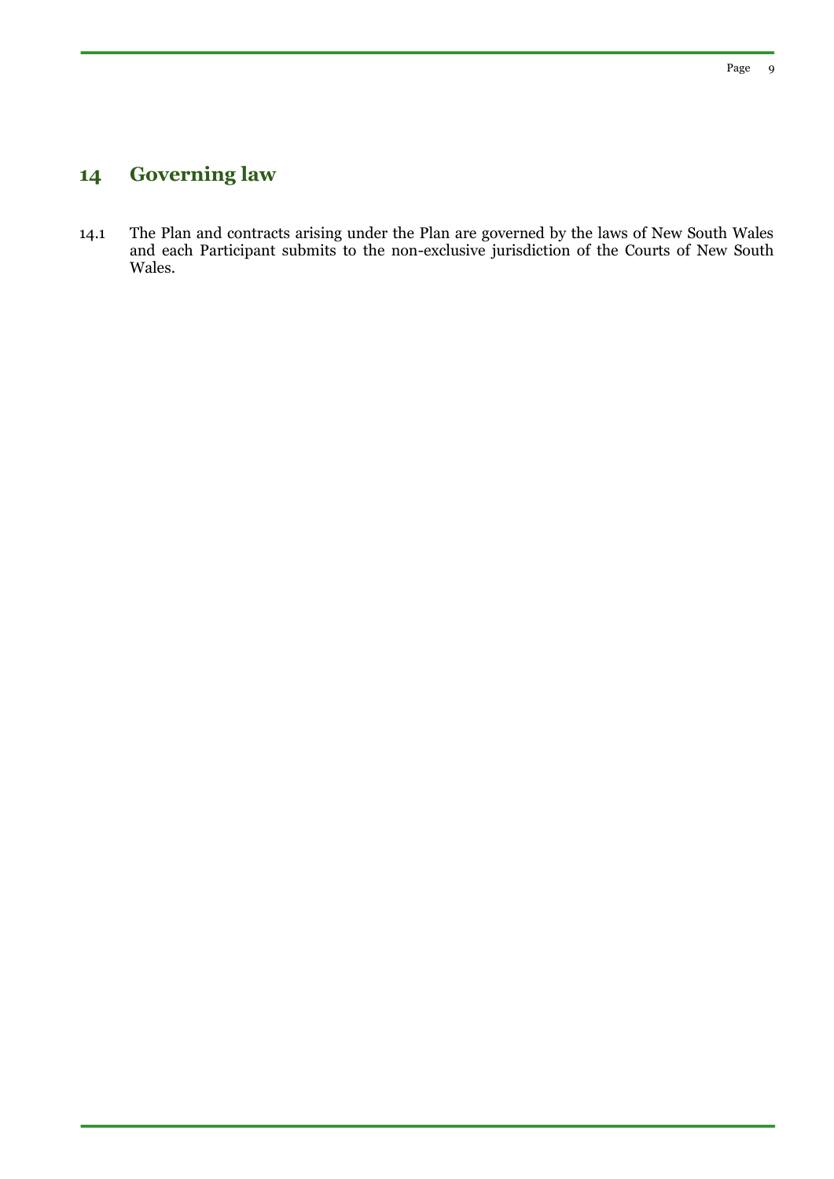# 14 Governing law

14.1 The Plan and contracts arising under the Plan are governed by the laws of New South Wales and each Participant submits to the non-exclusive jurisdiction of the Courts of New South Wales.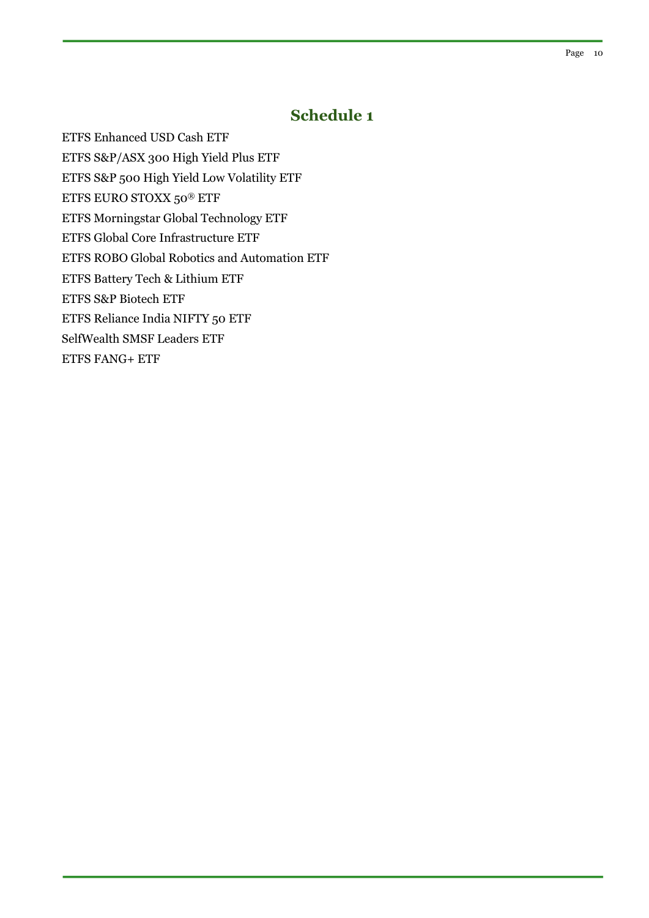# Schedule 1

ETFS Enhanced USD Cash ETF

ETFS S&P/ASX 300 High Yield Plus ETF

ETFS S&P 500 High Yield Low Volatility ETF

ETFS EURO STOXX 50® ETF

ETFS Morningstar Global Technology ETF

ETFS Global Core Infrastructure ETF

ETFS ROBO Global Robotics and Automation ETF

ETFS Battery Tech & Lithium ETF

ETFS S&P Biotech ETF

ETFS Reliance India NIFTY 50 ETF

SelfWealth SMSF Leaders ETF

ETFS FANG+ ETF